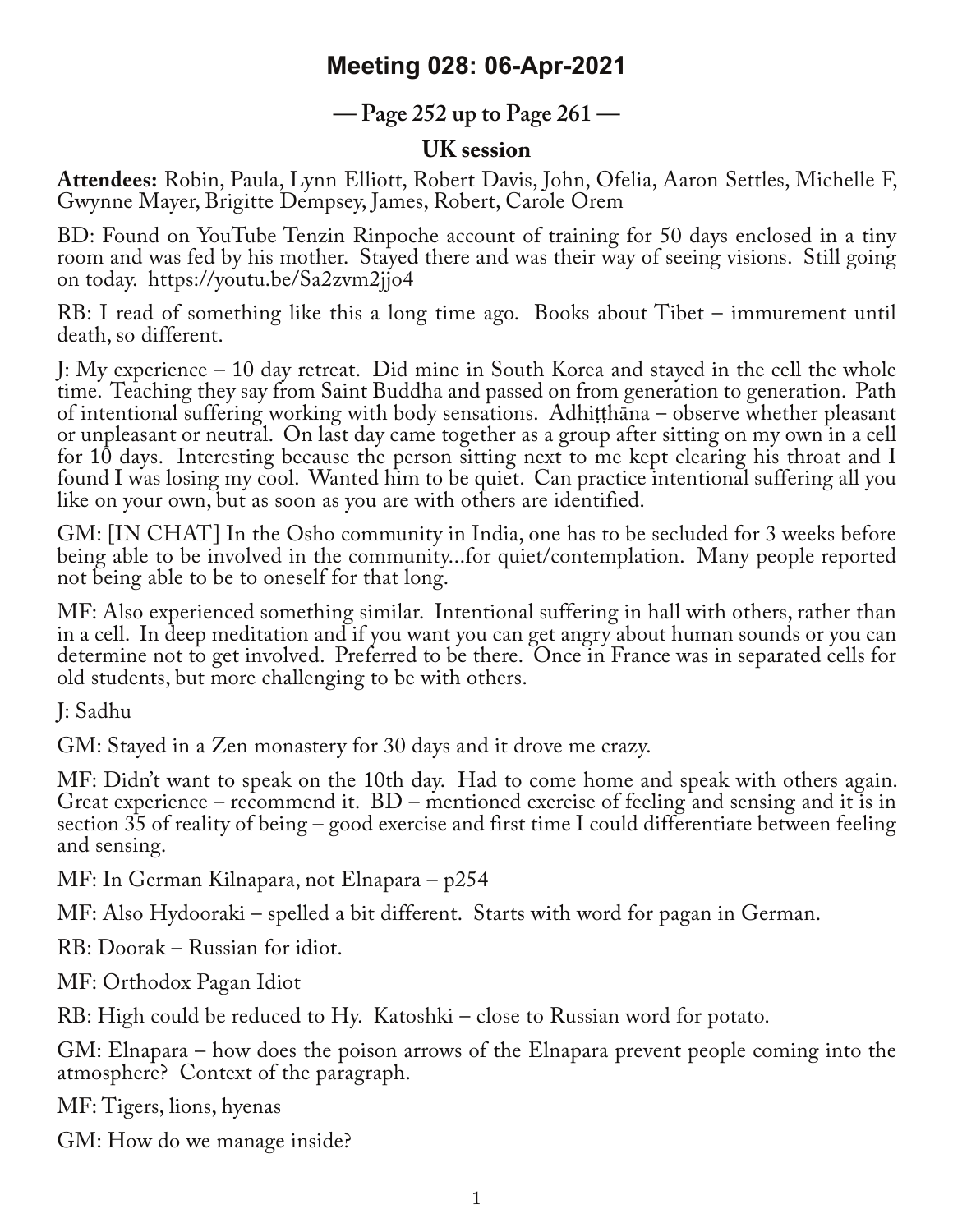# Meeting 028: 06-Apr-2021

## — Page 252 up to Page 261 —

### UK session

**Attendees:** Robin, Paula, Lynn Elliott, Robert Davis, John, Ofelia, Aaron Settles, Michelle F, Gwynne Mayer, Brigitte Dempsey, James, Robert, Carole Orem

BD: Found on YouTube Tenzin Rinpoche account of training for 50 days enclosed in a tiny room and was fed by his mother. Stayed there and was their way of seeing visions. Still going on today. https://youtu.be/Sa2zvm2jjo4

RB: I read of something like this a long time ago. Books about Tibet – immurement until death, so different.

J: My experience – 10 day retreat. Did mine in South Korea and stayed in the cell the whole time. Teaching they say from Saint Buddha and passed on from generation to generation. Path of intentional suffering working with body sensations. Adhiṭṭhāna – observe whether pleasant or unpleasant or neutral. On last day came together as a group after sitting on my own in a cell for 10 days. Interesting because the person sitting next to me kept clearing his throat and I found I was losing my cool. Wanted him to be quiet. Can practice intentional suffering all you like on your own, but as soon as you are with others are identified.

GM: [IN CHAT] In the Osho community in India, one has to be secluded for 3 weeks before being able to be involved in the community...for quiet/contemplation. Many people reported not being able to be to oneself for that long.

MF: Also experienced something similar. Intentional suffering in hall with others, rather than in a cell. In deep meditation and if you want you can get angry about human sounds or you can determine not to get involved. Preferred to be there. Once in France was in separated cells for old students, but more challenging to be with others.

J: Sadhu

GM: Stayed in a Zen monastery for 30 days and it drove me crazy.

MF: Didn't want to speak on the 10th day. Had to come home and speak with others again. Great experience – recommend it. BD – mentioned exercise of feeling and sensing and it is in section 35 of reality of being – good exercise and first time I could differentiate between feeling and sensing.

MF: In German Kilnapara, not Elnapara – p254

MF: Also Hydooraki – spelled a bit different. Starts with word for pagan in German.

RB: Doorak – Russian for idiot.

MF: Orthodox Pagan Idiot

RB: High could be reduced to Hy. Katoshki – close to Russian word for potato.

GM: Elnapara – how does the poison arrows of the Elnapara prevent people coming into the atmosphere? Context of the paragraph.

MF: Tigers, lions, hyenas

GM: How do we manage inside?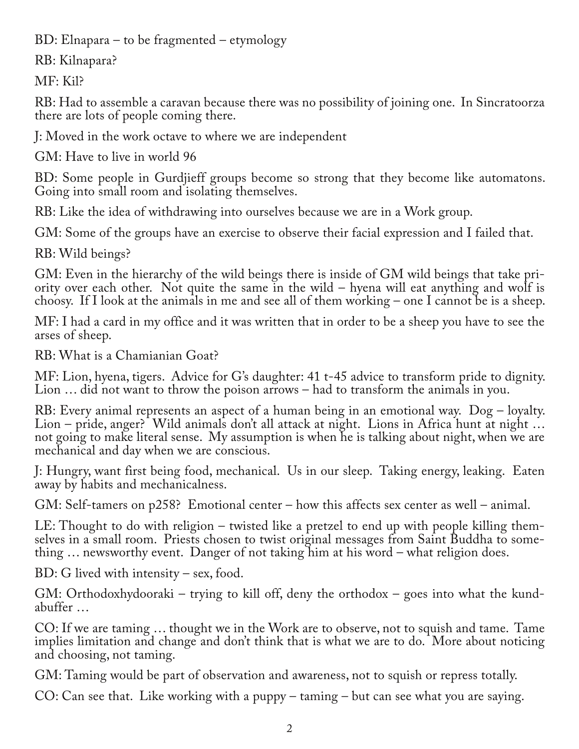BD: Elnapara – to be fragmented – etymology

RB: Kilnapara?

MF: Kil?

RB: Had to assemble a caravan because there was no possibility of joining one. In Sincratoorza there are lots of people coming there.

J: Moved in the work octave to where we are independent

GM: Have to live in world 96

BD: Some people in Gurdjieff groups become so strong that they become like automatons. Going into small room and isolating themselves.

RB: Like the idea of withdrawing into ourselves because we are in a Work group.

GM: Some of the groups have an exercise to observe their facial expression and I failed that.

RB: Wild beings?

GM: Even in the hierarchy of the wild beings there is inside of GM wild beings that take priority over each other. Not quite the same in the wild – hyena will eat anything and wolf is choosy. If I look at the animals in me and see all of them working – one I cannot be is a sheep.

MF: I had a card in my office and it was written that in order to be a sheep you have to see the arses of sheep.

RB: What is a Chamianian Goat?

MF: Lion, hyena, tigers. Advice for G's daughter: 41 t-45 advice to transform pride to dignity. Lion … did not want to throw the poison arrows – had to transform the animals in you.

RB: Every animal represents an aspect of a human being in an emotional way. Dog – loyalty. Lion – pride, anger? Wild animals don't all attack at night. Lions in Africa hunt at night … not going to make literal sense. My assumption is when he is talking about night, when we are mechanical and day when we are conscious.

J: Hungry, want first being food, mechanical. Us in our sleep. Taking energy, leaking. Eaten away by habits and mechanicalness.

GM: Self-tamers on p258? Emotional center – how this affects sex center as well – animal.

LE: Thought to do with religion – twisted like a pretzel to end up with people killing themselves in a small room. Priests chosen to twist original messages from Saint Buddha to something … newsworthy event. Danger of not taking him at his word – what religion does.

BD: G lived with intensity – sex, food.

GM: Orthodoxhydooraki – trying to kill off, deny the orthodox – goes into what the kundabuffer …

CO: If we are taming … thought we in the Work are to observe, not to squish and tame. Tame implies limitation and change and don't think that is what we are to do. More about noticing and choosing, not taming.

GM: Taming would be part of observation and awareness, not to squish or repress totally.

CO: Can see that. Like working with a puppy – taming – but can see what you are saying.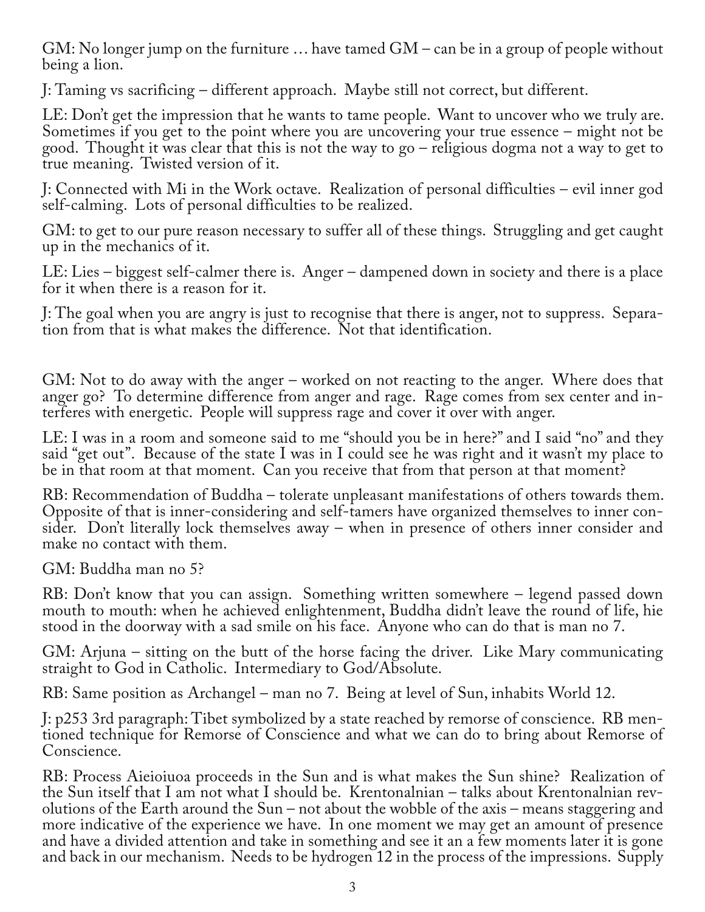GM: No longer jump on the furniture … have tamed GM – can be in a group of people without being a lion.

J: Taming vs sacrificing – different approach. Maybe still not correct, but different.

LE: Don't get the impression that he wants to tame people. Want to uncover who we truly are. Sometimes if you get to the point where you are uncovering your true essence – might not be good. Thought it was clear that this is not the way to go – religious dogma not a way to get to true meaning. Twisted version of it.

J: Connected with Mi in the Work octave. Realization of personal difficulties – evil inner god self-calming. Lots of personal difficulties to be realized.

GM: to get to our pure reason necessary to suffer all of these things. Struggling and get caught up in the mechanics of it.

LE: Lies – biggest self-calmer there is. Anger – dampened down in society and there is a place for it when there is a reason for it.

J: The goal when you are angry is just to recognise that there is anger, not to suppress. Separation from that is what makes the difference. Not that identification.

GM: Not to do away with the anger – worked on not reacting to the anger. Where does that anger go? To determine difference from anger and rage. Rage comes from sex center and interferes with energetic. People will suppress rage and cover it over with anger.

LE: I was in a room and someone said to me "should you be in here?" and I said "no" and they said "get out". Because of the state I was in I could see he was right and it wasn't my place to be in that room at that moment. Can you receive that from that person at that moment?

RB: Recommendation of Buddha – tolerate unpleasant manifestations of others towards them. Opposite of that is inner-considering and self-tamers have organized themselves to inner consider. Don't literally lock themselves away – when in presence of others inner consider and make no contact with them.

GM: Buddha man no 5?

RB: Don't know that you can assign. Something written somewhere – legend passed down mouth to mouth: when he achieved enlightenment, Buddha didn't leave the round of life, hie stood in the doorway with a sad smile on his face. Anyone who can do that is man no 7.

GM: Arjuna – sitting on the butt of the horse facing the driver. Like Mary communicating straight to God in Catholic. Intermediary to God/Absolute.

RB: Same position as Archangel – man no 7. Being at level of Sun, inhabits World 12.

J: p253 3rd paragraph: Tibet symbolized by a state reached by remorse of conscience. RB mentioned technique for Remorse of Conscience and what we can do to bring about Remorse of Conscience.

RB: Process Aieioiuoa proceeds in the Sun and is what makes the Sun shine? Realization of the Sun itself that I am not what I should be. Krentonalnian – talks about Krentonalnian revolutions of the Earth around the Sun – not about the wobble of the axis – means staggering and more indicative of the experience we have. In one moment we may get an amount of presence and have a divided attention and take in something and see it an a few moments later it is gone and back in our mechanism. Needs to be hydrogen 12 in the process of the impressions. Supply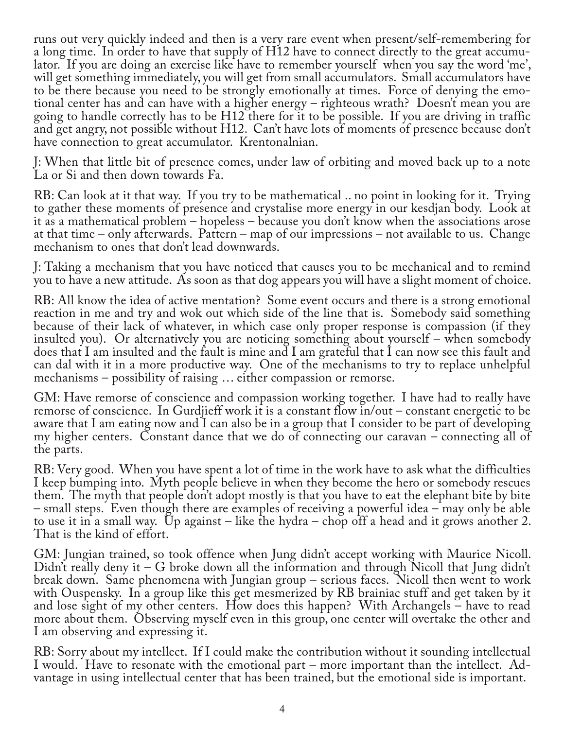runs out very quickly indeed and then is a very rare event when present/self-remembering for a long time. In order to have that supply of H12 have to connect directly to the great accumulator. If you are doing an exercise like have to remember yourself when you say the word 'me', will get something immediately, you will get from small accumulators. Small accumulators have to be there because you need to be strongly emotionally at times. Force of denying the emotional center has and can have with a higher energy – righteous wrath? Doesn't mean you are going to handle correctly has to be H12 there for it to be possible. If you are driving in traffic and get angry, not possible without H12. Can't have lots of moments of presence because don't have connection to great accumulator. Krentonalnian.

J: When that little bit of presence comes, under law of orbiting and moved back up to a note La or Si and then down towards Fa.

RB: Can look at it that way. If you try to be mathematical .. no point in looking for it. Trying to gather these moments of presence and crystalise more energy in our kesdjan body. Look at it as a mathematical problem – hopeless – because you don't know when the associations arose at that time – only afterwards. Pattern – map of our impressions – not available to us. Change mechanism to ones that don't lead downwards.

J: Taking a mechanism that you have noticed that causes you to be mechanical and to remind you to have a new attitude. As soon as that dog appears you will have a slight moment of choice.

RB: All know the idea of active mentation? Some event occurs and there is a strong emotional reaction in me and try and wok out which side of the line that is. Somebody said something because of their lack of whatever, in which case only proper response is compassion (if they insulted you). Or alternatively you are noticing something about yourself – when somebody does that I am insulted and the fault is mine and I am grateful that I can now see this fault and can dal with it in a more productive way. One of the mechanisms to try to replace unhelpful mechanisms – possibility of raising … either compassion or remorse.

GM: Have remorse of conscience and compassion working together. I have had to really have remorse of conscience. In Gurdjieff work it is a constant flow in/out – constant energetic to be aware that I am eating now and I can also be in a group that I consider to be part of developing my higher centers. Constant dance that we do of connecting our caravan – connecting all of the parts.

RB: Very good. When you have spent a lot of time in the work have to ask what the difficulties I keep bumping into. Myth people believe in when they become the hero or somebody rescues them. The myth that people don't adopt mostly is that you have to eat the elephant bite by bite – small steps. Even though there are examples of receiving a powerful idea – may only be able to use it in a small way. Up against – like the hydra – chop off a head and it grows another 2. That is the kind of effort.

GM: Jungian trained, so took offence when Jung didn't accept working with Maurice Nicoll. Didn't really deny it – G broke down all the information and through Nicoll that Jung didn't break down. Same phenomena with Jungian group – serious faces. Nicoll then went to work with Ouspensky. In a group like this get mesmerized by RB brainiac stuff and get taken by it and lose sight of my other centers. How does this happen? With Archangels – have to read more about them. Observing myself even in this group, one center will overtake the other and I am observing and expressing it.

RB: Sorry about my intellect. If I could make the contribution without it sounding intellectual I would. Have to resonate with the emotional part – more important than the intellect. Advantage in using intellectual center that has been trained, but the emotional side is important.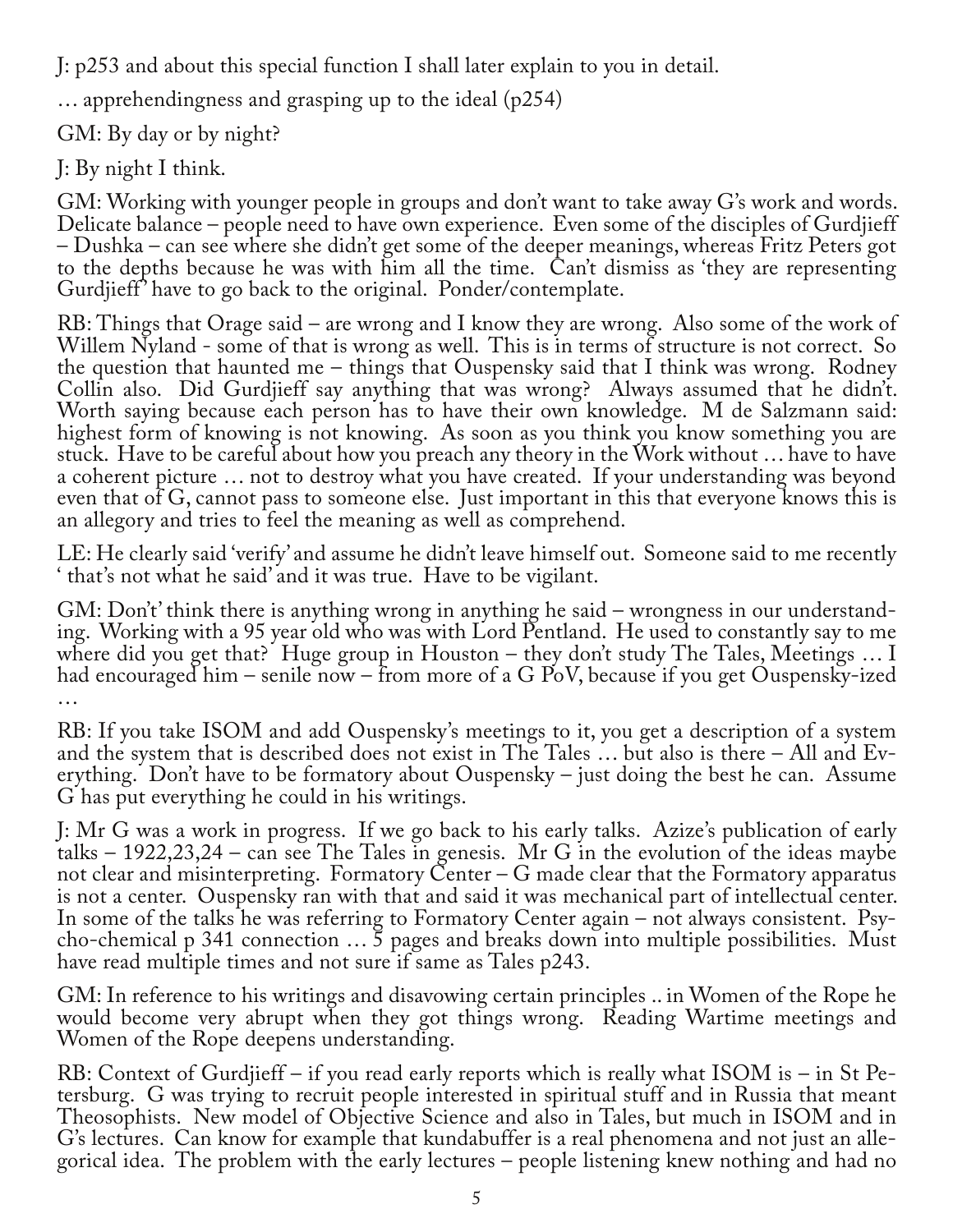J: p253 and about this special function I shall later explain to you in detail.

… apprehendingness and grasping up to the ideal (p254)

GM: By day or by night?

J: By night I think.

GM: Working with younger people in groups and don't want to take away G's work and words. Delicate balance – people need to have own experience. Even some of the disciples of Gurdjieff – Dushka – can see where she didn't get some of the deeper meanings, whereas Fritz Peters got to the depths because he was with him all the time. Can't dismiss as 'they are representing Gurdjieff' have to go back to the original. Ponder/contemplate.

RB: Things that Orage said – are wrong and I know they are wrong. Also some of the work of Willem Nyland - some of that is wrong as well. This is in terms of structure is not correct. So the question that haunted me – things that Ouspensky said that I think was wrong. Rodney Collin also. Did Gurdjieff say anything that was wrong? Always assumed that he didn't. Worth saying because each person has to have their own knowledge. M de Salzmann said: highest form of knowing is not knowing. As soon as you think you know something you are stuck. Have to be careful about how you preach any theory in the Work without … have to have a coherent picture … not to destroy what you have created. If your understanding was beyond even that of G, cannot pass to someone else. Just important in this that everyone knows this is an allegory and tries to feel the meaning as well as comprehend.

LE: He clearly said 'verify' and assume he didn't leave himself out. Someone said to me recently ' that's not what he said' and it was true. Have to be vigilant.

GM: Don't' think there is anything wrong in anything he said – wrongness in our understanding. Working with a 95 year old who was with Lord Pentland. He used to constantly say to me where did you get that? Huge group in Houston – they don't study The Tales, Meetings … I had encouraged him – senile now – from more of a G PoV, because if you get Ouspensky-ized …

RB: If you take ISOM and add Ouspensky's meetings to it, you get a description of a system and the system that is described does not exist in The Tales … but also is there – All and Everything. Don't have to be formatory about Ouspensky – just doing the best he can. Assume G has put everything he could in his writings.

J: Mr G was a work in progress. If we go back to his early talks. Azize's publication of early talks – 1922,23,24 – can see The Tales in genesis. Mr G in the evolution of the ideas maybe not clear and misinterpreting. Formatory Center – G made clear that the Formatory apparatus is not a center. Ouspensky ran with that and said it was mechanical part of intellectual center. In some of the talks he was referring to Formatory Center again – not always consistent. Psycho-chemical p 341 connection … 5 pages and breaks down into multiple possibilities. Must have read multiple times and not sure if same as Tales p243.

GM: In reference to his writings and disavowing certain principles .. in Women of the Rope he would become very abrupt when they got things wrong. Reading Wartime meetings and Women of the Rope deepens understanding.

RB: Context of Gurdjieff – if you read early reports which is really what ISOM is – in St Petersburg. G was trying to recruit people interested in spiritual stuff and in Russia that meant Theosophists. New model of Objective Science and also in Tales, but much in ISOM and in G's lectures. Can know for example that kundabuffer is a real phenomena and not just an allegorical idea. The problem with the early lectures – people listening knew nothing and had no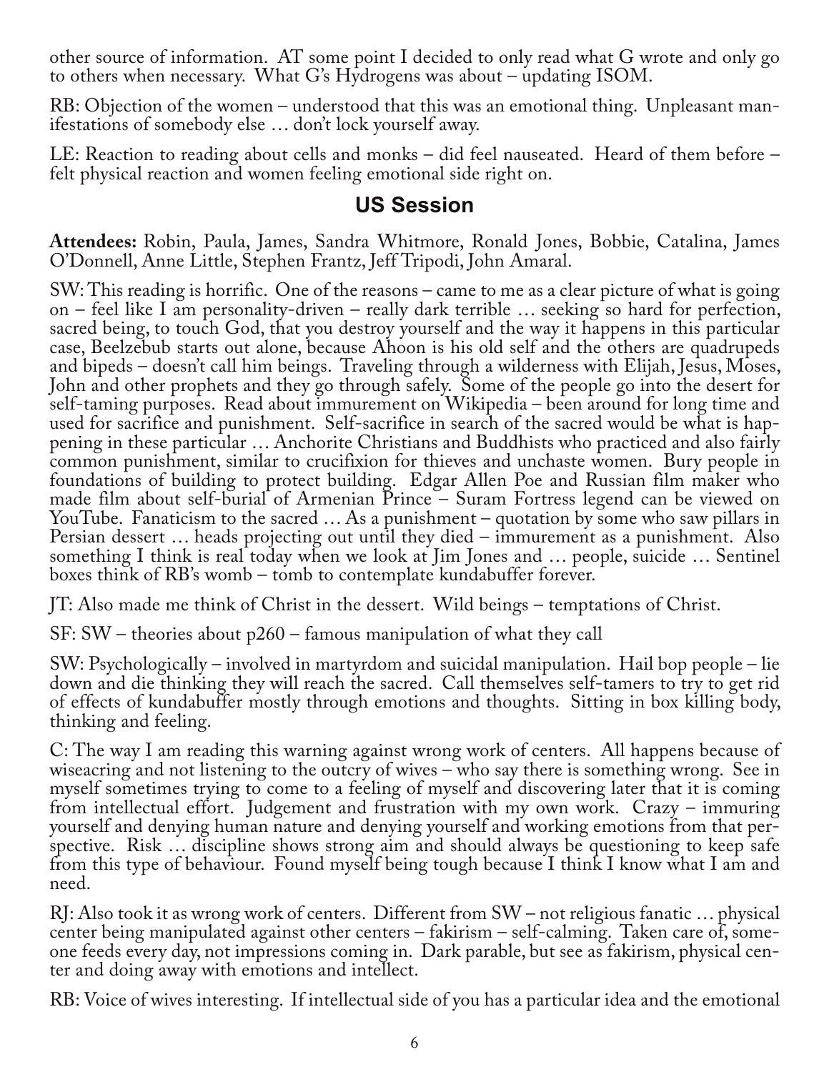other source of information. AT some point I decided to only read what G wrote and only go to others when necessary. What G's Hydrogens was about – updating ISOM.

RB: Objection of the women – understood that this was an emotional thing. Unpleasant manifestations of somebody else … don't lock yourself away.

LE: Reaction to reading about cells and monks – did feel nauseated. Heard of them before – felt physical reaction and women feeling emotional side right on.

## US Session

**Attendees:** Robin, Paula, James, Sandra Whitmore, Ronald Jones, Bobbie, Catalina, James O'Donnell, Anne Little, Stephen Frantz, Jeff Tripodi, John Amaral.

SW: This reading is horrific. One of the reasons – came to me as a clear picture of what is going on – feel like I am personality-driven – really dark terrible … seeking so hard for perfection, sacred being, to touch God, that you destroy yourself and the way it happens in this particular case, Beelzebub starts out alone, because Ahoon is his old self and the others are quadrupeds and bipeds – doesn't call him beings. Traveling through a wilderness with Elijah, Jesus, Moses, John and other prophets and they go through safely. Some of the people go into the desert for self-taming purposes. Read about immurement on Wikipedia – been around for long time and used for sacrifice and punishment. Self-sacrifice in search of the sacred would be what is happening in these particular … Anchorite Christians and Buddhists who practiced and also fairly common punishment, similar to crucifixion for thieves and unchaste women. Bury people in foundations of building to protect building. Edgar Allen Poe and Russian film maker who made film about self-burial of Armenian Prince – Suram Fortress legend can be viewed on YouTube. Fanaticism to the sacred … As a punishment – quotation by some who saw pillars in Persian dessert … heads projecting out until they died – immurement as a punishment. Also something I think is real today when we look at Jim Jones and … people, suicide … Sentinel boxes think of RB's womb – tomb to contemplate kundabuffer forever.

JT: Also made me think of Christ in the dessert. Wild beings – temptations of Christ.

SF: SW – theories about p260 – famous manipulation of what they call

SW: Psychologically – involved in martyrdom and suicidal manipulation. Hail bop people – lie down and die thinking they will reach the sacred. Call themselves self-tamers to try to get rid of effects of kundabuffer mostly through emotions and thoughts. Sitting in box killing body, thinking and feeling.

C: The way I am reading this warning against wrong work of centers. All happens because of wiseacring and not listening to the outcry of wives – who say there is something wrong. See in myself sometimes trying to come to a feeling of myself and discovering later that it is coming from intellectual effort. Judgement and frustration with my own work. Crazy – immuring yourself and denying human nature and denying yourself and working emotions from that perspective. Risk … discipline shows strong aim and should always be questioning to keep safe from this type of behaviour. Found myself being tough because I think I know what I am and need.

RJ: Also took it as wrong work of centers. Different from SW – not religious fanatic … physical center being manipulated against other centers – fakirism – self-calming. Taken care of, someone feeds every day, not impressions coming in. Dark parable, but see as fakirism, physical center and doing away with emotions and intellect.

RB: Voice of wives interesting. If intellectual side of you has a particular idea and the emotional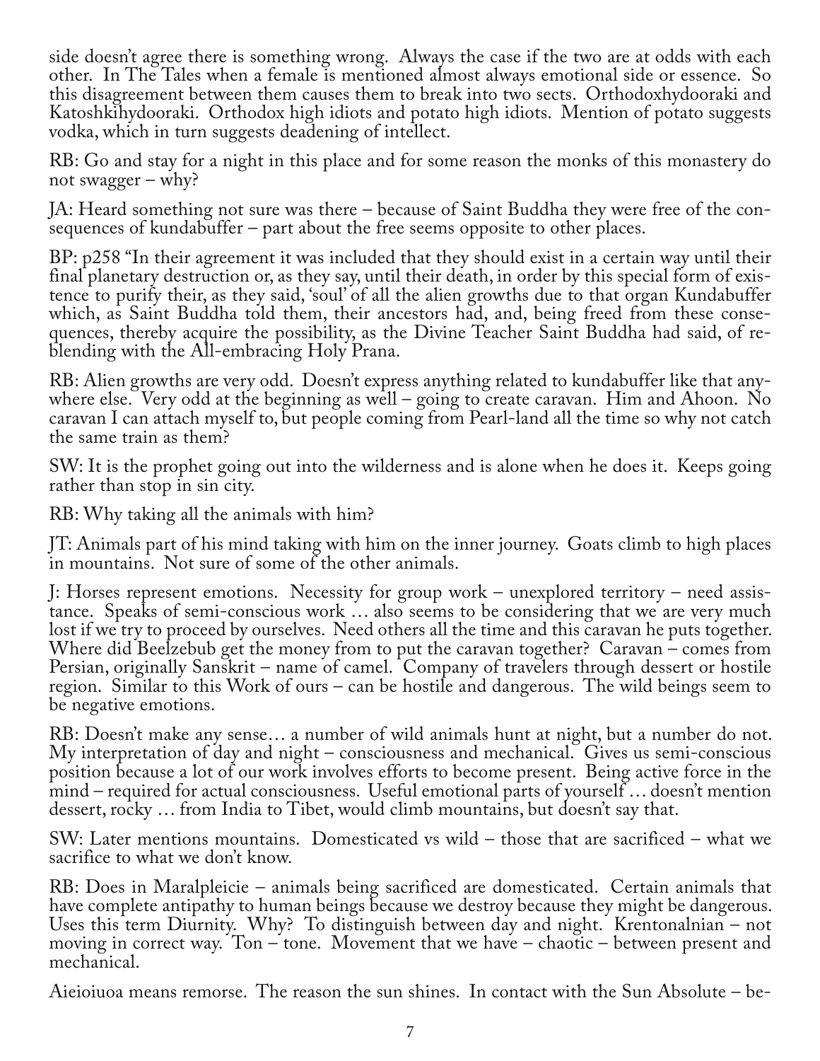side doesn't agree there is something wrong. Always the case if the two are at odds with each other. In The Tales when a female is mentioned almost always emotional side or essence. So this disagreement between them causes them to break into two sects. Orthodoxhydooraki and Katoshkihydooraki. Orthodox high idiots and potato high idiots. Mention of potato suggests vodka, which in turn suggests deadening of intellect.

RB: Go and stay for a night in this place and for some reason the monks of this monastery do not swagger – why?

JA: Heard something not sure was there – because of Saint Buddha they were free of the consequences of kundabuffer – part about the free seems opposite to other places.

BP: p258 "In their agreement it was included that they should exist in a certain way until their final planetary destruction or, as they say, until their death, in order by this special form of existence to purify their, as they said, 'soul' of all the alien growths due to that organ Kundabuffer which, as Saint Buddha told them, their ancestors had, and, being freed from these consequences, thereby acquire the possibility, as the Divine Teacher Saint Buddha had said, of reblending with the All-embracing Holy Prana.

RB: Alien growths are very odd. Doesn't express anything related to kundabuffer like that anywhere else. Very odd at the beginning as well – going to create caravan. Him and Ahoon. No caravan I can attach myself to, but people coming from Pearl-land all the time so why not catch the same train as them?

SW: It is the prophet going out into the wilderness and is alone when he does it. Keeps going rather than stop in sin city.

RB: Why taking all the animals with him?

JT: Animals part of his mind taking with him on the inner journey. Goats climb to high places in mountains. Not sure of some of the other animals.

J: Horses represent emotions. Necessity for group work – unexplored territory – need assistance. Speaks of semi-conscious work … also seems to be considering that we are very much lost if we try to proceed by ourselves. Need others all the time and this caravan he puts together. Where did Beelzebub get the money from to put the caravan together? Caravan – comes from Persian, originally Sanskrit – name of camel. Company of travelers through dessert or hostile region. Similar to this Work of ours – can be hostile and dangerous. The wild beings seem to be negative emotions.

RB: Doesn't make any sense… a number of wild animals hunt at night, but a number do not. My interpretation of day and night – consciousness and mechanical. Gives us semi-conscious position because a lot of our work involves efforts to become present. Being active force in the mind – required for actual consciousness. Useful emotional parts of yourself … doesn't mention dessert, rocky … from India to Tibet, would climb mountains, but doesn't say that.

SW: Later mentions mountains. Domesticated vs wild – those that are sacrificed – what we sacrifice to what we don't know.

RB: Does in Maralpleicie – animals being sacrificed are domesticated. Certain animals that have complete antipathy to human beings because we destroy because they might be dangerous. Uses this term Diurnity. Why? To distinguish between day and night. Krentonalnian – not moving in correct way. Ton – tone. Movement that we have – chaotic – between present and mechanical.

Aieioiuoa means remorse. The reason the sun shines. In contact with the Sun Absolute – be-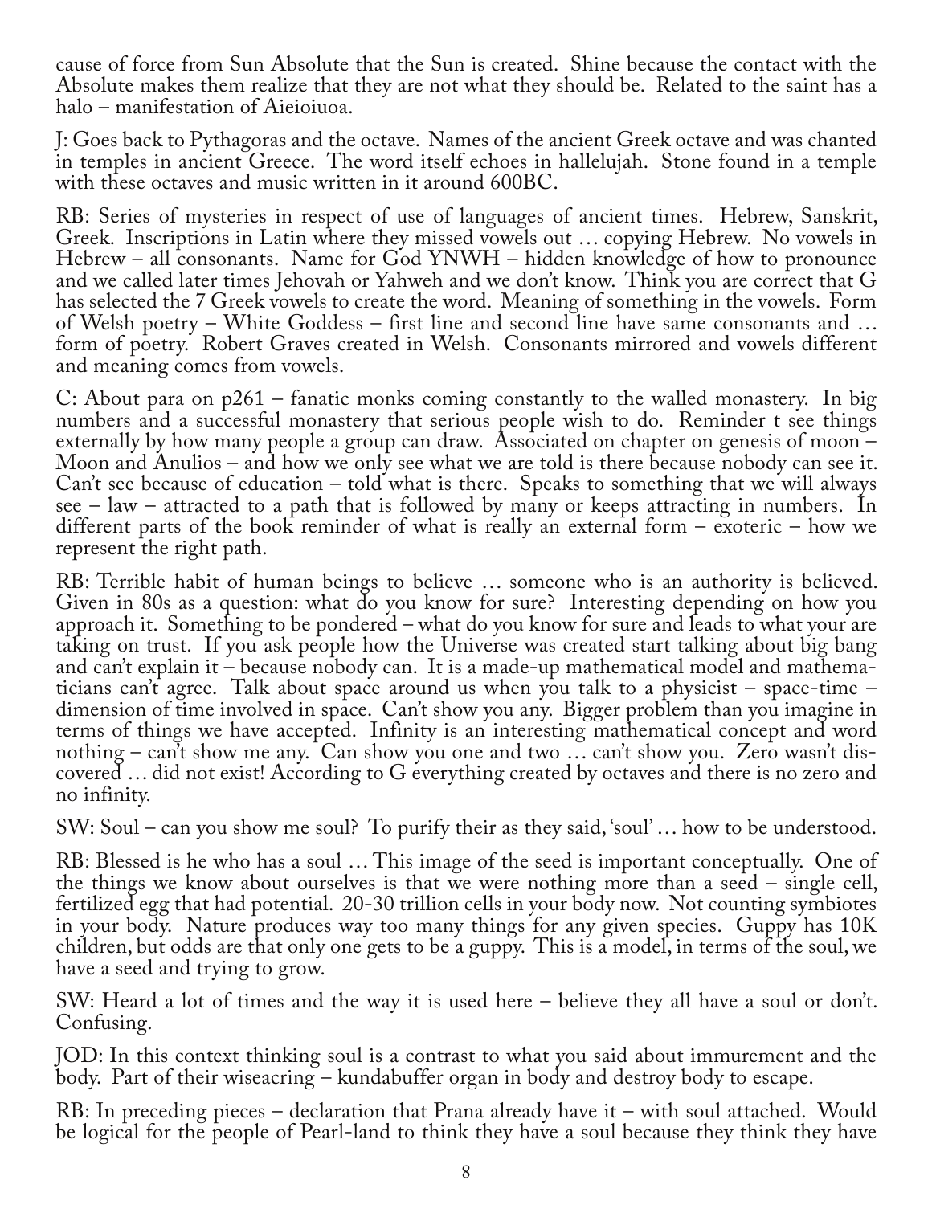cause of force from Sun Absolute that the Sun is created. Shine because the contact with the Absolute makes them realize that they are not what they should be. Related to the saint has a halo – manifestation of Aieioiuoa.

J: Goes back to Pythagoras and the octave. Names of the ancient Greek octave and was chanted in temples in ancient Greece. The word itself echoes in hallelujah. Stone found in a temple with these octaves and music written in it around 600BC.

RB: Series of mysteries in respect of use of languages of ancient times. Hebrew, Sanskrit, Greek. Inscriptions in Latin where they missed vowels out … copying Hebrew. No vowels in Hebrew – all consonants. Name for God YNWH – hidden knowledge of how to pronounce and we called later times Jehovah or Yahweh and we don't know. Think you are correct that G has selected the 7 Greek vowels to create the word. Meaning of something in the vowels. Form of Welsh poetry – White Goddess – first line and second line have same consonants and … form of poetry. Robert Graves created in Welsh. Consonants mirrored and vowels different and meaning comes from vowels.

C: About para on p261 – fanatic monks coming constantly to the walled monastery. In big numbers and a successful monastery that serious people wish to do. Reminder t see things externally by how many people a group can draw. Associated on chapter on genesis of moon – Moon and Anulios – and how we only see what we are told is there because nobody can see it. Can't see because of education – told what is there. Speaks to something that we will always see – law – attracted to a path that is followed by many or keeps attracting in numbers. In different parts of the book reminder of what is really an external form – exoteric – how we represent the right path.

RB: Terrible habit of human beings to believe … someone who is an authority is believed. Given in 80s as a question: what do you know for sure? Interesting depending on how you approach it. Something to be pondered – what do you know for sure and leads to what your are taking on trust. If you ask people how the Universe was created start talking about big bang and can't explain it – because nobody can. It is a made-up mathematical model and mathematicians can't agree. Talk about space around us when you talk to a physicist – space-time – dimension of time involved in space. Can't show you any. Bigger problem than you imagine in terms of things we have accepted. Infinity is an interesting mathematical concept and word nothing – can't show me any. Can show you one and two … can't show you. Zero wasn't discovered … did not exist! According to G everything created by octaves and there is no zero and no infinity.

SW: Soul – can you show me soul? To purify their as they said, 'soul' … how to be understood.

RB: Blessed is he who has a soul … This image of the seed is important conceptually. One of the things we know about ourselves is that we were nothing more than a seed – single cell, fertilized egg that had potential. 20-30 trillion cells in your body now. Not counting symbiotes in your body. Nature produces way too many things for any given species. Guppy has 10K children, but odds are that only one gets to be a guppy. This is a model, in terms of the soul, we have a seed and trying to grow.

SW: Heard a lot of times and the way it is used here – believe they all have a soul or don't. Confusing.

JOD: In this context thinking soul is a contrast to what you said about immurement and the body. Part of their wiseacring – kundabuffer organ in body and destroy body to escape.

RB: In preceding pieces – declaration that Prana already have it – with soul attached. Would be logical for the people of Pearl-land to think they have a soul because they think they have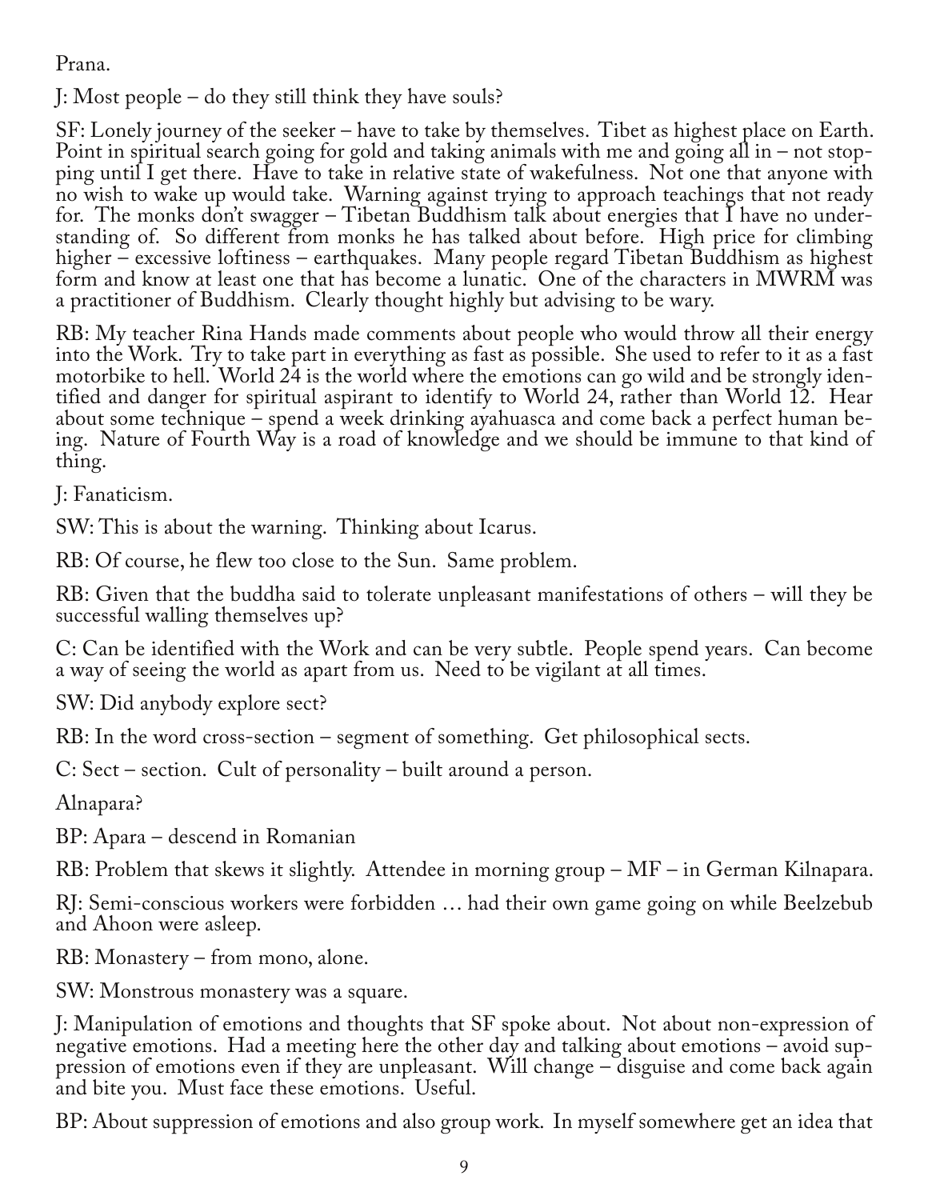Prana.

J: Most people – do they still think they have souls?

SF: Lonely journey of the seeker – have to take by themselves. Tibet as highest place on Earth. Point in spiritual search going for gold and taking animals with me and going all in – not stopping until I get there. Have to take in relative state of wakefulness. Not one that anyone with no wish to wake up would take. Warning against trying to approach teachings that not ready for. The monks don't swagger – Tibetan Buddhism talk about energies that I have no understanding of. So different from monks he has talked about before. High price for climbing higher – excessive loftiness – earthquakes. Many people regard Tibetan Buddhism as highest form and know at least one that has become a lunatic. One of the characters in MWRM was a practitioner of Buddhism. Clearly thought highly but advising to be wary.

RB: My teacher Rina Hands made comments about people who would throw all their energy into the Work. Try to take part in everything as fast as possible. She used to refer to it as a fast motorbike to hell. World 24 is the world where the emotions can go wild and be strongly identified and danger for spiritual aspirant to identify to World 24, rather than World 12. Hear about some technique – spend a week drinking ayahuasca and come back a perfect human being. Nature of Fourth Way is a road of knowledge and we should be immune to that kind of thing.

J: Fanaticism.

SW: This is about the warning. Thinking about Icarus.

RB: Of course, he flew too close to the Sun. Same problem.

RB: Given that the buddha said to tolerate unpleasant manifestations of others – will they be successful walling themselves up?

C: Can be identified with the Work and can be very subtle. People spend years. Can become a way of seeing the world as apart from us. Need to be vigilant at all times.

SW: Did anybody explore sect?

RB: In the word cross-section – segment of something. Get philosophical sects.

C: Sect – section. Cult of personality – built around a person.

Alnapara?

BP: Apara – descend in Romanian

RB: Problem that skews it slightly. Attendee in morning group – MF – in German Kilnapara.

RJ: Semi-conscious workers were forbidden … had their own game going on while Beelzebub and Ahoon were asleep.

RB: Monastery – from mono, alone.

SW: Monstrous monastery was a square.

J: Manipulation of emotions and thoughts that SF spoke about. Not about non-expression of negative emotions. Had a meeting here the other day and talking about emotions – avoid suppression of emotions even if they are unpleasant. Will change – disguise and come back again and bite you. Must face these emotions. Useful.

BP: About suppression of emotions and also group work. In myself somewhere get an idea that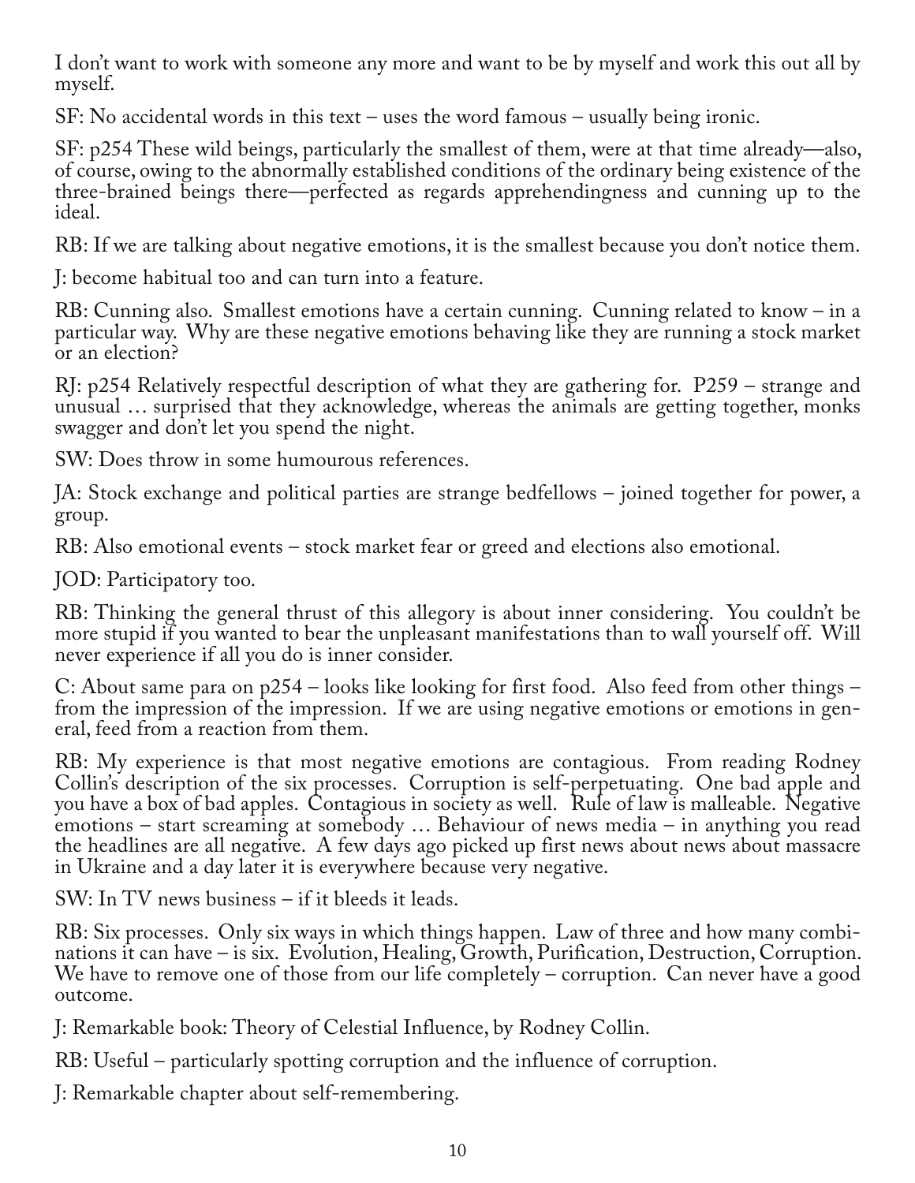I don't want to work with someone any more and want to be by myself and work this out all by myself.

SF: No accidental words in this text – uses the word famous – usually being ironic.

SF: p254 These wild beings, particularly the smallest of them, were at that time already—also, of course, owing to the abnormally established conditions of the ordinary being existence of the three-brained beings there—perfected as regards apprehendingness and cunning up to the ideal.

RB: If we are talking about negative emotions, it is the smallest because you don't notice them.

J: become habitual too and can turn into a feature.

RB: Cunning also. Smallest emotions have a certain cunning. Cunning related to know – in a particular way. Why are these negative emotions behaving like they are running a stock market or an election?

RJ: p254 Relatively respectful description of what they are gathering for. P259 – strange and unusual … surprised that they acknowledge, whereas the animals are getting together, monks swagger and don't let you spend the night.

SW: Does throw in some humourous references.

JA: Stock exchange and political parties are strange bedfellows – joined together for power, a group.

RB: Also emotional events – stock market fear or greed and elections also emotional.

JOD: Participatory too.

RB: Thinking the general thrust of this allegory is about inner considering. You couldn't be more stupid if you wanted to bear the unpleasant manifestations than to wall yourself off. Will never experience if all you do is inner consider.

C: About same para on p254 – looks like looking for first food. Also feed from other things – from the impression of the impression. If we are using negative emotions or emotions in general, feed from a reaction from them.

RB: My experience is that most negative emotions are contagious. From reading Rodney Collin's description of the six processes. Corruption is self-perpetuating. One bad apple and you have a box of bad apples. Contagious in society as well. Rule of law is malleable. Negative emotions – start screaming at somebody … Behaviour of news media – in anything you read the headlines are all negative. A few days ago picked up first news about news about massacre in Ukraine and a day later it is everywhere because very negative.

SW: In TV news business – if it bleeds it leads.

RB: Six processes. Only six ways in which things happen. Law of three and how many combinations it can have – is six. Evolution, Healing, Growth, Purification, Destruction, Corruption. We have to remove one of those from our life completely – corruption. Can never have a good outcome.

J: Remarkable book: Theory of Celestial Influence, by Rodney Collin.

RB: Useful – particularly spotting corruption and the influence of corruption.

J: Remarkable chapter about self-remembering.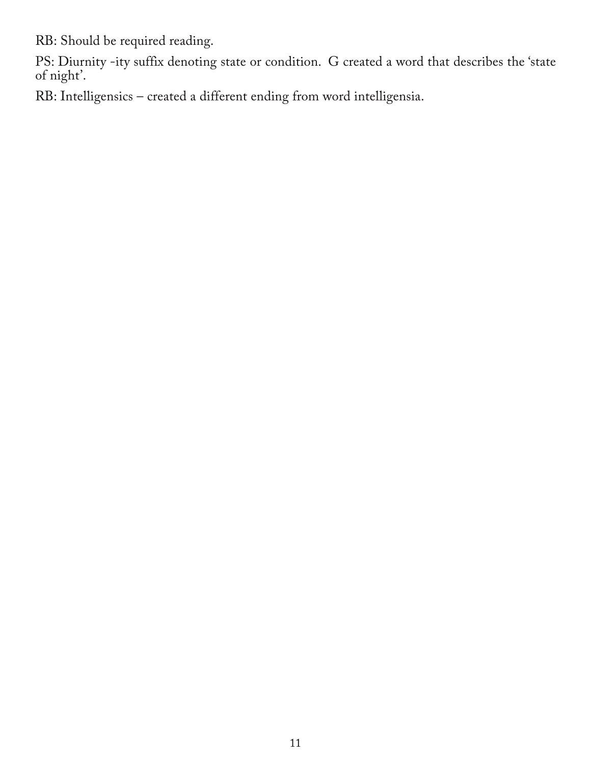RB: Should be required reading.

PS: Diurnity -ity suffix denoting state or condition. G created a word that describes the 'state of night'.

RB: Intelligensics – created a different ending from word intelligensia.